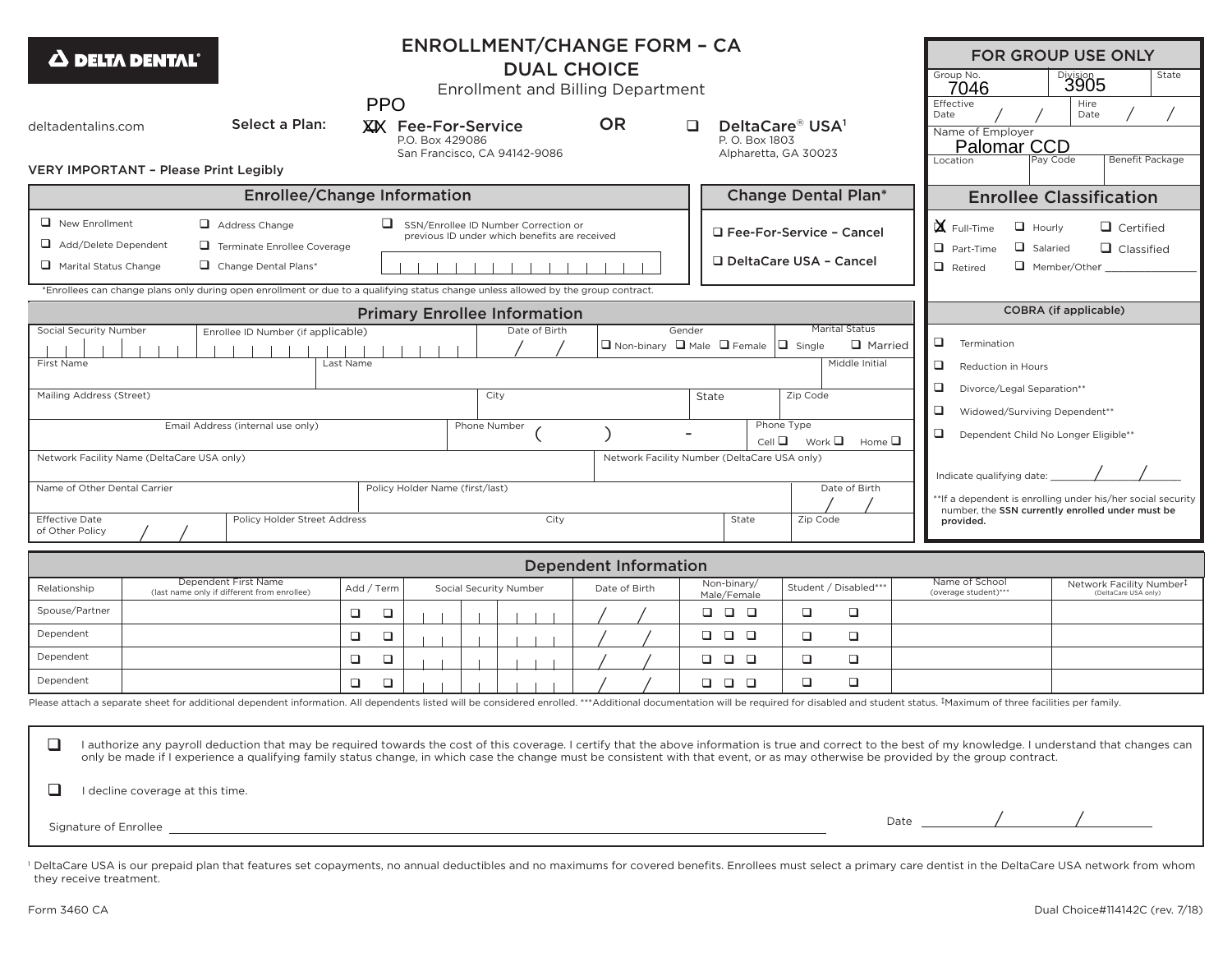**DELTA DENTAL®**

# ENROLLMENT/CHANGE FORM – CA
# DUAL CHOICE

Enrollment and Billing Department

deltadentalins.com

Select a Plan: ☒ PPO Fee-For-Service, P.O. Box 429086, San Francisco, CA 94142-9086 OR ❑ DeltaCare® USA[1], P. O. Box 1803, Alpharetta, GA 30023

VERY IMPORTANT – Please Print Legibly

## FOR GROUP USE ONLY

| Group No. | Division | State |
|---|---|---|
| 7046 | 3905 | |

| Effective Date | Hire Date |
|---|---|
| / / | / / |

Name of Employer: Palomar CCD

| Location | Pay Code | Benefit Package |
|---|---|---|
| | | |

## Enrollee/Change Information

- ❑ New Enrollment
- ❑ Add/Delete Dependent
- ❑ Marital Status Change
- ❑ Address Change
- ❑ Terminate Enrollee Coverage
- ❑ Change Dental Plans*
- ❑ SSN/Enrollee ID Number Correction or previous ID under which benefits are received

*Enrollees can change plans only during open enrollment or due to a qualifying status change unless allowed by the group contract.

## Change Dental Plan*

- ❑ Fee-For-Service – Cancel
- ❑ DeltaCare USA – Cancel

## Enrollee Classification

- ☒ Full-Time
- ❑ Part-Time
- ❑ Retired
- ❑ Hourly
- ❑ Salaried
- ❑ Member/Other ______
- ❑ Certified
- ❑ Classified

## Primary Enrollee Information

| Social Security Number | Enrollee ID Number (if applicable) | Date of Birth | Gender | Marital Status |
|---|---|---|---|---|
| | | / / | ❑ Non-binary ❑ Male ❑ Female | ❑ Single ❑ Married |

| First Name | Last Name | Middle Initial |
|---|---|---|
| | | |

| Mailing Address (Street) | City | State | Zip Code |
|---|---|---|---|
| | | | |

| Email Address (internal use only) | Phone Number | Phone Type |
|---|---|---|
| | ( ) - | Cell ❑ Work ❑ Home ❑ |

| Network Facility Name (DeltaCare USA only) | Network Facility Number (DeltaCare USA only) |
|---|---|
| | |

| Name of Other Dental Carrier | Policy Holder Name (first/last) | Date of Birth |
|---|---|---|
| | | / / |

| Effective Date of Other Policy | Policy Holder Street Address | City | State | Zip Code |
|---|---|---|---|---|
| / / | | | | |

## COBRA (if applicable)

- ❑ Termination
- ❑ Reduction in Hours
- ❑ Divorce/Legal Separation**
- ❑ Widowed/Surviving Dependent**
- ❑ Dependent Child No Longer Eligible**

Indicate qualifying date: ____/____/____

**If a dependent is enrolling under his/her social security number, the **SSN currently enrolled under must be provided.**

## Dependent Information

| Relationship | Dependent First Name (last name only if different from enrollee) | Add / Term | Social Security Number | Date of Birth | Non-binary/ Male/Female | Student / Disabled*** | Name of School (overage student)*** | Network Facility Number‡ (DeltaCare USA only) |
|---|---|---|---|---|---|---|---|---|
| Spouse/Partner | | ❑ ❑ | | / / | ❑ ❑ ❑ | ❑ ❑ | | |
| Dependent | | ❑ ❑ | | / / | ❑ ❑ ❑ | ❑ ❑ | | |
| Dependent | | ❑ ❑ | | / / | ❑ ❑ ❑ | ❑ ❑ | | |
| Dependent | | ❑ ❑ | | / / | ❑ ❑ ❑ | ❑ ❑ | | |

Please attach a separate sheet for additional dependent information. All dependents listed will be considered enrolled. ***Additional documentation will be required for disabled and student status. ‡Maximum of three facilities per family.

❑ I authorize any payroll deduction that may be required towards the cost of this coverage. I certify that the above information is true and correct to the best of my knowledge. I understand that changes can only be made if I experience a qualifying family status change, in which case the change must be consistent with that event, or as may otherwise be provided by the group contract.

❑ I decline coverage at this time.

Signature of Enrollee ______________________________ Date ____/____/____

[1] DeltaCare USA is our prepaid plan that features set copayments, no annual deductibles and no maximums for covered benefits. Enrollees must select a primary care dentist in the DeltaCare USA network from whom they receive treatment.

Form 3460 CA

Dual Choice#114142C (rev. 7/18)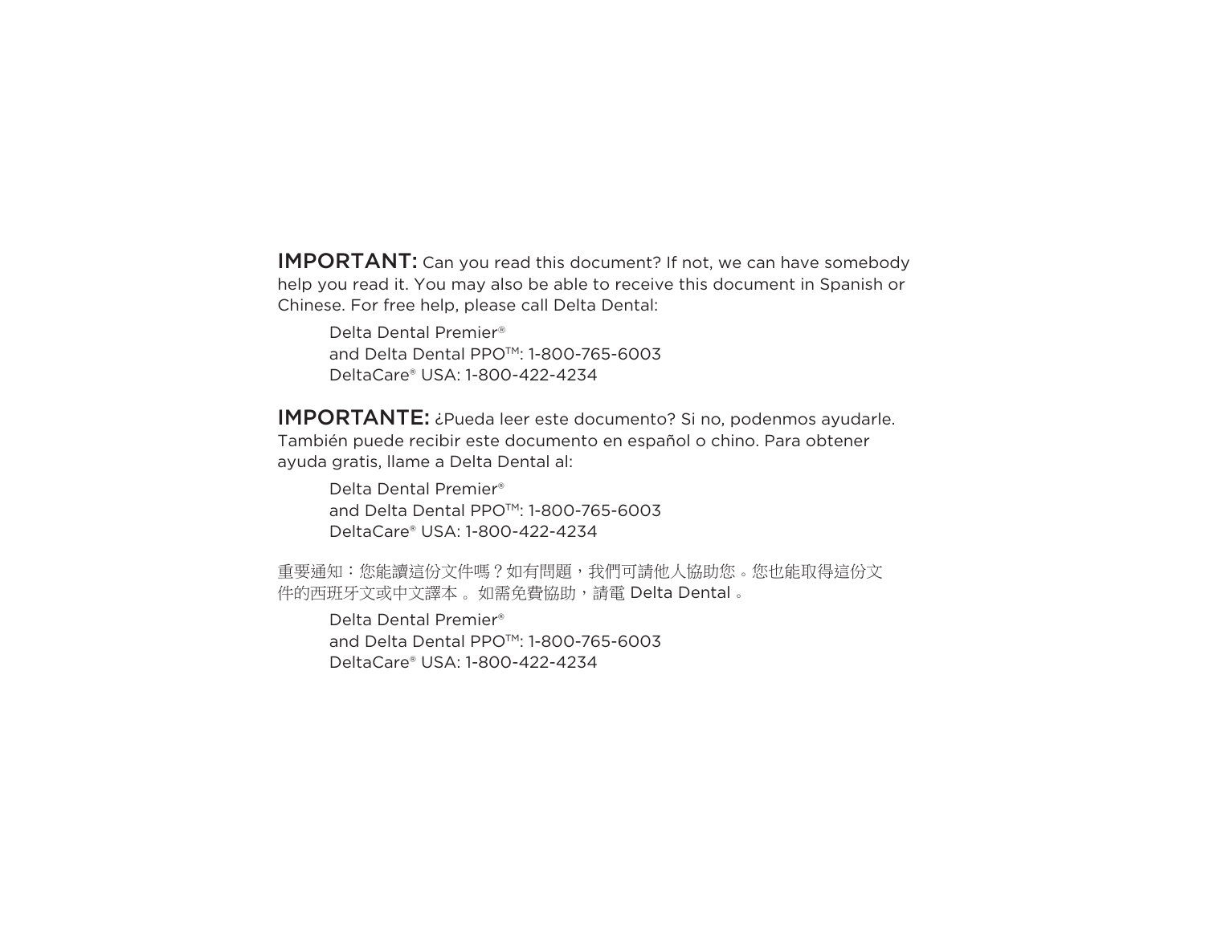**IMPORTANT:** Can you read this document? If not, we can have somebody help you read it. You may also be able to receive this document in Spanish or Chinese. For free help, please call Delta Dental:

Delta Dental Premier®
and Delta Dental PPO™: 1-800-765-6003
DeltaCare® USA: 1-800-422-4234

**IMPORTANTE:** ¿Pueda leer este documento? Si no, podenmos ayudarle. También puede recibir este documento en español o chino. Para obtener ayuda gratis, llame a Delta Dental al:

Delta Dental Premier®
and Delta Dental PPO™: 1-800-765-6003
DeltaCare® USA: 1-800-422-4234

重要通知：您能讀這份文件嗎？如有問題，我們可請他人協助您 。您也能取得這份文件的西班牙文或中文譯本 。如需免費協助，請電 Delta Dental 。

Delta Dental Premier®
and Delta Dental PPO™: 1-800-765-6003
DeltaCare® USA: 1-800-422-4234